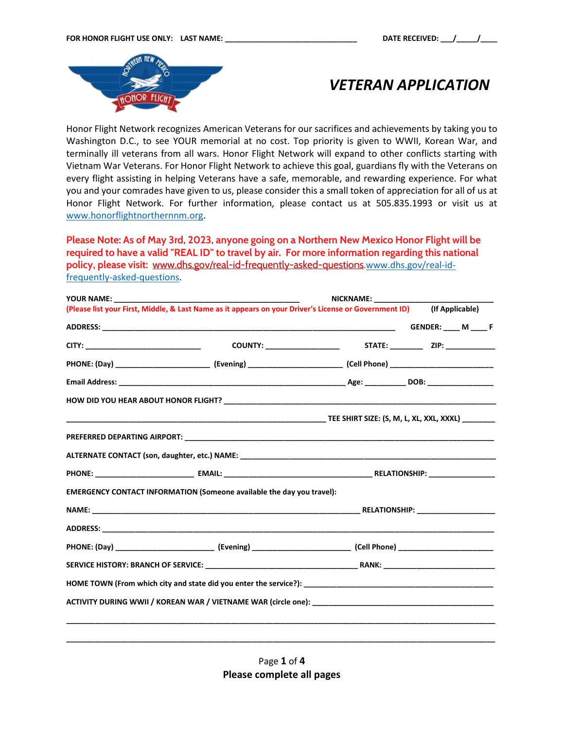FOR HONOR FLIGHT USE ONLY: LAST NAME: _______________________________ DATE RECEIVED: ___/_____/____

# *VETERAN APPLICATION*

Honor Flight Network recognizes American Veterans for our sacrifices and achievements by taking you to Washington D.C., to see YOUR memorial at no cost. Top priority is given to WWII, Korean War, and terminally ill veterans from all wars. Honor Flight Network will expand to other conflicts starting with Vietnam War Veterans. For Honor Flight Network to achieve this goal, guardians fly with the Veterans on every flight assisting in helping Veterans have a safe, memorable, and rewarding experience. For what you and your comrades have given to us, please consider this a small token of appreciation for all of us at Honor Flight Network. For further information, please contact us at 505.835.1993 or visit us at [www.honorflightnorthernnm.org](www.honorflightnorthernnm.org).

**Please Note: As of May 3rd, 2023, anyone going on a Northern New Mexico Honor Flight will be required to have a valid "REAL ID" to travel by air. For more information regarding this national policy, please visit: www.dhs.gov/real-id-frequently-asked-questions.**www.dhs.gov/real-id-frequently-asked-questions.

**YOUR NAME:** ____________________________________________ **NICKNAME:** _____________________________
**(Please list your First, Middle, & Last Name as it appears on your Driver's License or Government ID)** **(If Applicable)**

**ADDRESS:** ______________________________________________________________________ **GENDER:** ____ **M** ____ **F**

**CITY:** ____________________________ **COUNTY:** _________________ **STATE:** ________ **ZIP:** ____________

**PHONE: (Day)** ______________________ **(Evening)** ______________________ **(Cell Phone)** ________________________

**Email Address:** ______________________________________________________ **Age:** _________ **DOB:** _______________

**HOW DID YOU HEAR ABOUT HONOR FLIGHT?** _______________________________________________________________

______________________________________________________________ **TEE SHIRT SIZE: (S, M, L, XL, XXL, XXXL)** ________

**PREFERRED DEPARTING AIRPORT:** _________________________________________________________________________

**ALTERNATE CONTACT (son, daughter, etc.) NAME:** _________________________________________________________

**PHONE:** _______________________ **EMAIL:** ___________________________________ **RELATIONSHIP:** _______________

**EMERGENCY CONTACT INFORMATION (Someone available the day you travel):**

**NAME:** ________________________________________________________________ **RELATIONSHIP:** __________________

**ADDRESS:** ________________________________________________________________________________________________

**PHONE: (Day)** _______________________ **(Evening)** _______________________ **(Cell Phone)** ______________________

**SERVICE HISTORY: BRANCH OF SERVICE:** ____________________________________ **RANK:** ___________________________

**HOME TOWN (From which city and state did you enter the service?):** _____________________________________________

**ACTIVITY DURING WWII / KOREAN WAR / VIETNAME WAR (circle one):** ___________________________________________

__________________________________________________________________________________________________________

__________________________________________________________________________________________________________

**Please complete all pages**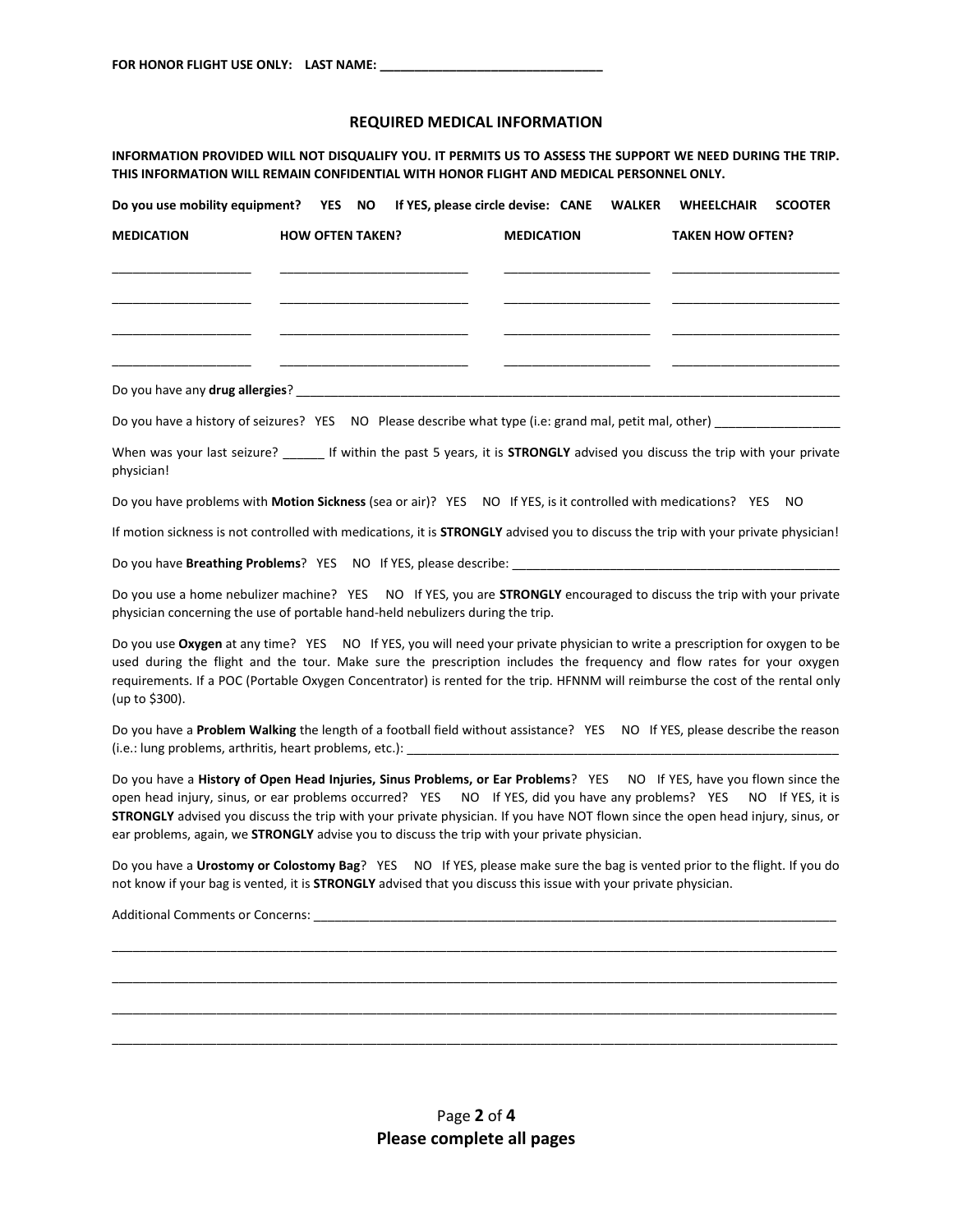**FOR HONOR FLIGHT USE ONLY: LAST NAME: ________________________________**

## REQUIRED MEDICAL INFORMATION

**INFORMATION PROVIDED WILL NOT DISQUALIFY YOU. IT PERMITS US TO ASSESS THE SUPPORT WE NEED DURING THE TRIP. THIS INFORMATION WILL REMAIN CONFIDENTIAL WITH HONOR FLIGHT AND MEDICAL PERSONNEL ONLY.**

**Do you use mobility equipment? YES NO If YES, please circle devise: CANE WALKER WHEELCHAIR SCOOTER**

| MEDICATION | HOW OFTEN TAKEN? | MEDICATION | TAKEN HOW OFTEN? |
|---|---|---|---|
| ____________________ | ___________________________ | _____________________ | ________________________ |
| ____________________ | ___________________________ | _____________________ | ________________________ |
| ____________________ | ___________________________ | _____________________ | ________________________ |
| ____________________ | ___________________________ | _____________________ | ________________________ |

Do you have any **drug allergies**? ________________________________________________________________________________

Do you have a history of seizures? YES NO Please describe what type (i.e: grand mal, petit mal, other) __________________

When was your last seizure? ______ If within the past 5 years, it is **STRONGLY** advised you discuss the trip with your private physician!

Do you have problems with **Motion Sickness** (sea or air)? YES NO If YES, is it controlled with medications? YES NO

If motion sickness is not controlled with medications, it is **STRONGLY** advised you to discuss the trip with your private physician!

Do you have **Breathing Problems**? YES NO If YES, please describe: __________________________________________________

Do you use a home nebulizer machine? YES NO If YES, you are **STRONGLY** encouraged to discuss the trip with your private physician concerning the use of portable hand-held nebulizers during the trip.

Do you use **Oxygen** at any time? YES NO If YES, you will need your private physician to write a prescription for oxygen to be used during the flight and the tour. Make sure the prescription includes the frequency and flow rates for your oxygen requirements. If a POC (Portable Oxygen Concentrator) is rented for the trip. HFNNM will reimburse the cost of the rental only (up to $300).

Do you have a **Problem Walking** the length of a football field without assistance? YES NO If YES, please describe the reason (i.e.: lung problems, arthritis, heart problems, etc.): _________________________________________________________________

Do you have a **History of Open Head Injuries, Sinus Problems, or Ear Problems**? YES NO If YES, have you flown since the open head injury, sinus, or ear problems occurred? YES NO If YES, did you have any problems? YES NO If YES, it is **STRONGLY** advised you discuss the trip with your private physician. If you have NOT flown since the open head injury, sinus, or ear problems, again, we **STRONGLY** advise you to discuss the trip with your private physician.

Do you have a **Urostomy or Colostomy Bag**? YES NO If YES, please make sure the bag is vented prior to the flight. If you do not know if your bag is vented, it is **STRONGLY** advised that you discuss this issue with your private physician.

Additional Comments or Concerns: ______________________________________________________________________________

_____________________________________________________________________________________________________________

_____________________________________________________________________________________________________________

_____________________________________________________________________________________________________________

_____________________________________________________________________________________________________________

**Please complete all pages**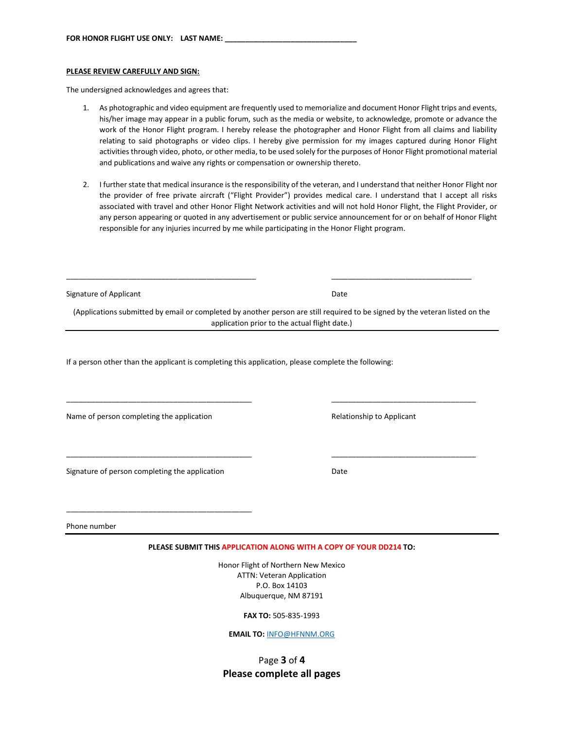**FOR HONOR FLIGHT USE ONLY: LAST NAME: _______________________________**

**PLEASE REVIEW CAREFULLY AND SIGN:**

The undersigned acknowledges and agrees that:

1. As photographic and video equipment are frequently used to memorialize and document Honor Flight trips and events, his/her image may appear in a public forum, such as the media or website, to acknowledge, promote or advance the work of the Honor Flight program. I hereby release the photographer and Honor Flight from all claims and liability relating to said photographs or video clips. I hereby give permission for my images captured during Honor Flight activities through video, photo, or other media, to be used solely for the purposes of Honor Flight promotional material and publications and waive any rights or compensation or ownership thereto.

2. I further state that medical insurance is the responsibility of the veteran, and I understand that neither Honor Flight nor the provider of free private aircraft ("Flight Provider") provides medical care. I understand that I accept all risks associated with travel and other Honor Flight Network activities and will not hold Honor Flight, the Flight Provider, or any person appearing or quoted in any advertisement or public service announcement for or on behalf of Honor Flight responsible for any injuries incurred by me while participating in the Honor Flight program.

_______________________________________________ &nbsp;&nbsp;&nbsp;&nbsp; ___________________________________

Signature of Applicant &nbsp;&nbsp;&nbsp;&nbsp; Date

(Applications submitted by email or completed by another person are still required to be signed by the veteran listed on the application prior to the actual flight date.)

---

If a person other than the applicant is completing this application, please complete the following:

_______________________________________________ &nbsp;&nbsp;&nbsp;&nbsp; ___________________________________

Name of person completing the application &nbsp;&nbsp;&nbsp;&nbsp; Relationship to Applicant

_______________________________________________ &nbsp;&nbsp;&nbsp;&nbsp; ___________________________________

Signature of person completing the application &nbsp;&nbsp;&nbsp;&nbsp; Date

_______________________________________________

Phone number

---

**PLEASE SUBMIT THIS APPLICATION ALONG WITH A COPY OF YOUR DD214 TO:**

Honor Flight of Northern New Mexico
ATTN: Veteran Application
P.O. Box 14103
Albuquerque, NM 87191

**FAX TO:** 505-835-1993

**EMAIL TO:** INFO@HFNNM.ORG

**Please complete all pages**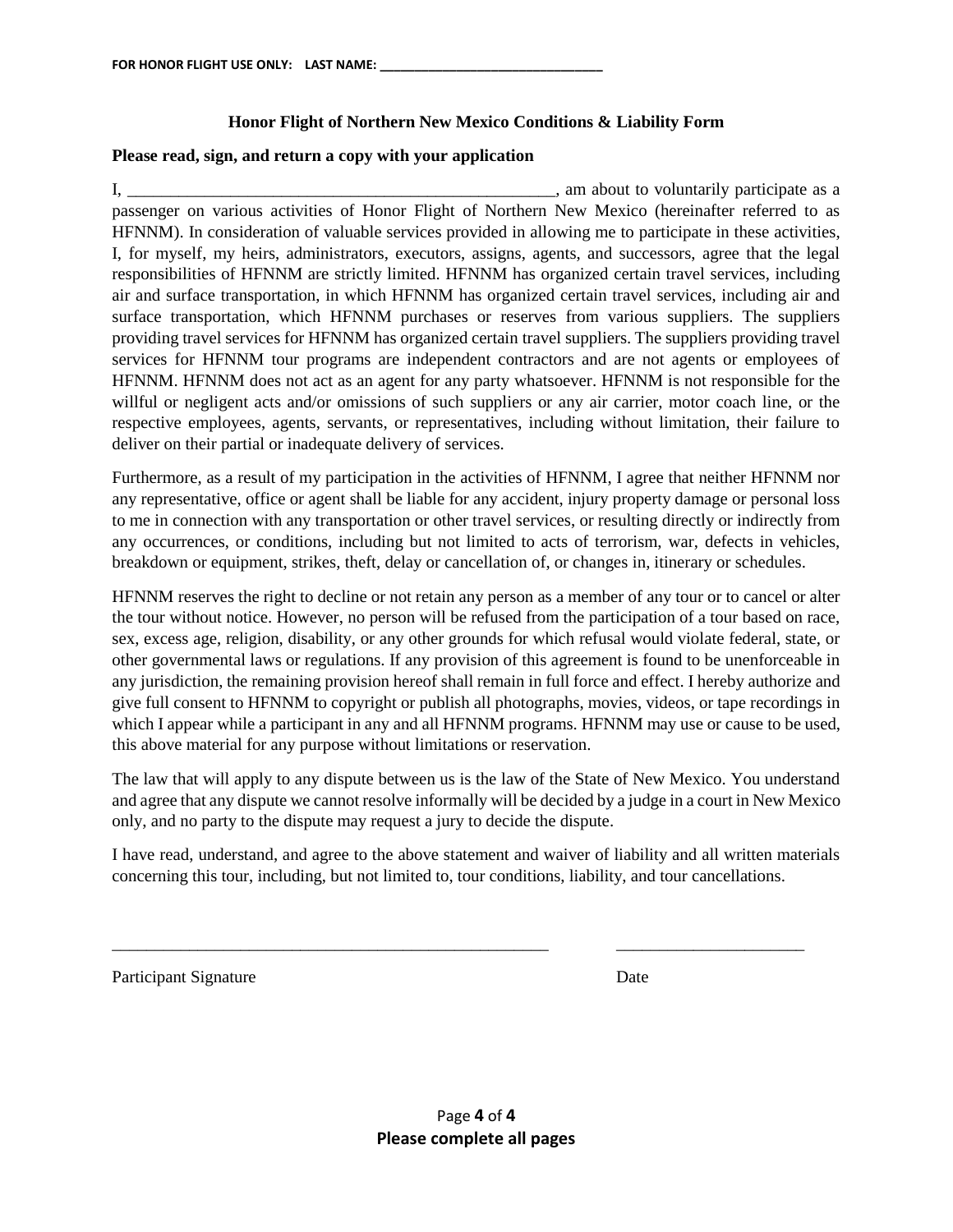FOR HONOR FLIGHT USE ONLY: LAST NAME: ________________________________

**Honor Flight of Northern New Mexico Conditions & Liability Form**

**Please read, sign, and return a copy with your application**

I, ____________________________________________________, am about to voluntarily participate as a passenger on various activities of Honor Flight of Northern New Mexico (hereinafter referred to as HFNNM). In consideration of valuable services provided in allowing me to participate in these activities, I, for myself, my heirs, administrators, executors, assigns, agents, and successors, agree that the legal responsibilities of HFNNM are strictly limited. HFNNM has organized certain travel services, including air and surface transportation, in which HFNNM has organized certain travel services, including air and surface transportation, which HFNNM purchases or reserves from various suppliers. The suppliers providing travel services for HFNNM has organized certain travel suppliers. The suppliers providing travel services for HFNNM tour programs are independent contractors and are not agents or employees of HFNNM. HFNNM does not act as an agent for any party whatsoever. HFNNM is not responsible for the willful or negligent acts and/or omissions of such suppliers or any air carrier, motor coach line, or the respective employees, agents, servants, or representatives, including without limitation, their failure to deliver on their partial or inadequate delivery of services.

Furthermore, as a result of my participation in the activities of HFNNM, I agree that neither HFNNM nor any representative, office or agent shall be liable for any accident, injury property damage or personal loss to me in connection with any transportation or other travel services, or resulting directly or indirectly from any occurrences, or conditions, including but not limited to acts of terrorism, war, defects in vehicles, breakdown or equipment, strikes, theft, delay or cancellation of, or changes in, itinerary or schedules.

HFNNM reserves the right to decline or not retain any person as a member of any tour or to cancel or alter the tour without notice. However, no person will be refused from the participation of a tour based on race, sex, excess age, religion, disability, or any other grounds for which refusal would violate federal, state, or other governmental laws or regulations. If any provision of this agreement is found to be unenforceable in any jurisdiction, the remaining provision hereof shall remain in full force and effect. I hereby authorize and give full consent to HFNNM to copyright or publish all photographs, movies, videos, or tape recordings in which I appear while a participant in any and all HFNNM programs. HFNNM may use or cause to be used, this above material for any purpose without limitations or reservation.

The law that will apply to any dispute between us is the law of the State of New Mexico. You understand and agree that any dispute we cannot resolve informally will be decided by a judge in a court in New Mexico only, and no party to the dispute may request a jury to decide the dispute.

I have read, understand, and agree to the above statement and waiver of liability and all written materials concerning this tour, including, but not limited to, tour conditions, liability, and tour cancellations.

_____________________________________________________ ______________________

Participant Signature Date

**Please complete all pages**